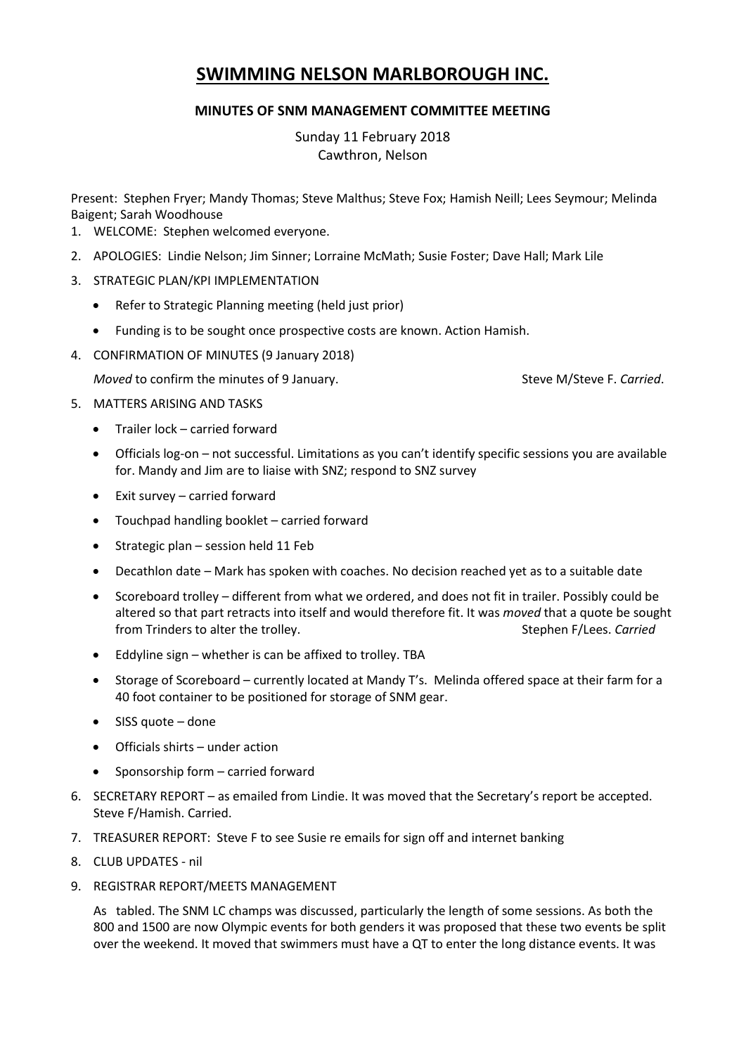# SWIMMING NELSON MARLBOROUGH INC.

## MINUTES OF SNM MANAGEMENT COMMITTEE MEETING

Sunday 11 February 2018
Cawthron, Nelson

Present: Stephen Fryer; Mandy Thomas; Steve Malthus; Steve Fox; Hamish Neill; Lees Seymour; Melinda Baigent; Sarah Woodhouse

1. WELCOME: Stephen welcomed everyone.
2. APOLOGIES: Lindie Nelson; Jim Sinner; Lorraine McMath; Susie Foster; Dave Hall; Mark Lile
3. STRATEGIC PLAN/KPI IMPLEMENTATION
   - Refer to Strategic Planning meeting (held just prior)
   - Funding is to be sought once prospective costs are known. Action Hamish.
4. CONFIRMATION OF MINUTES (9 January 2018)

   *Moved* to confirm the minutes of 9 January. Steve M/Steve F. *Carried*.
5. MATTERS ARISING AND TASKS
   - Trailer lock – carried forward
   - Officials log-on – not successful. Limitations as you can't identify specific sessions you are available for. Mandy and Jim are to liaise with SNZ; respond to SNZ survey
   - Exit survey – carried forward
   - Touchpad handling booklet – carried forward
   - Strategic plan – session held 11 Feb
   - Decathlon date – Mark has spoken with coaches. No decision reached yet as to a suitable date
   - Scoreboard trolley – different from what we ordered, and does not fit in trailer. Possibly could be altered so that part retracts into itself and would therefore fit. It was *moved* that a quote be sought from Trinders to alter the trolley. Stephen F/Lees. *Carried*
   - Eddyline sign – whether is can be affixed to trolley. TBA
   - Storage of Scoreboard – currently located at Mandy T's. Melinda offered space at their farm for a 40 foot container to be positioned for storage of SNM gear.
   - SISS quote – done
   - Officials shirts – under action
   - Sponsorship form – carried forward
6. SECRETARY REPORT – as emailed from Lindie. It was moved that the Secretary's report be accepted. Steve F/Hamish. Carried.
7. TREASURER REPORT: Steve F to see Susie re emails for sign off and internet banking
8. CLUB UPDATES - nil
9. REGISTRAR REPORT/MEETS MANAGEMENT

   As tabled. The SNM LC champs was discussed, particularly the length of some sessions. As both the 800 and 1500 are now Olympic events for both genders it was proposed that these two events be split over the weekend. It moved that swimmers must have a QT to enter the long distance events. It was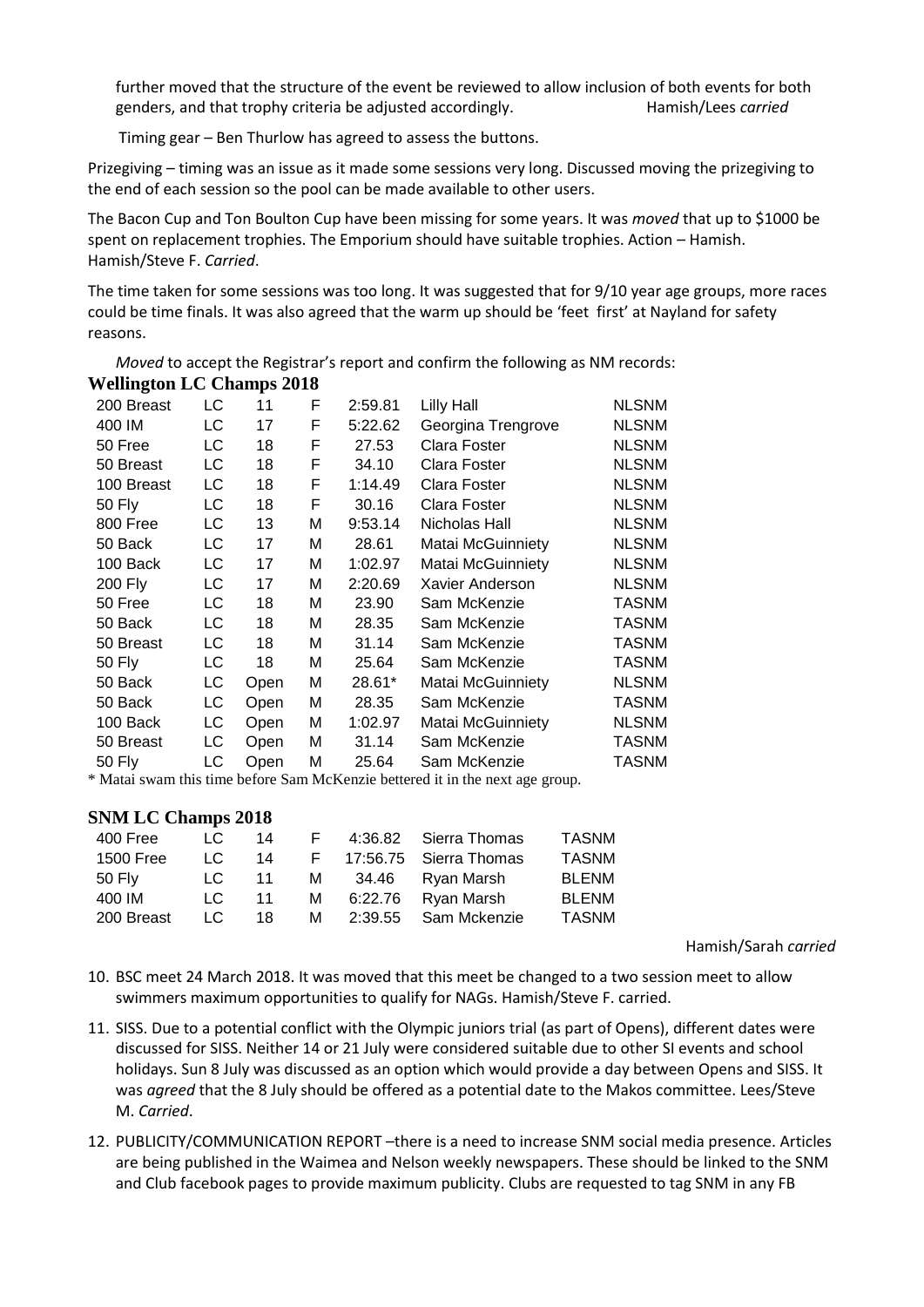further moved that the structure of the event be reviewed to allow inclusion of both events for both genders, and that trophy criteria be adjusted accordingly. Hamish/Lees *carried*

Timing gear – Ben Thurlow has agreed to assess the buttons.

Prizegiving – timing was an issue as it made some sessions very long. Discussed moving the prizegiving to the end of each session so the pool can be made available to other users.

The Bacon Cup and Ton Boulton Cup have been missing for some years. It was *moved* that up to $1000 be spent on replacement trophies. The Emporium should have suitable trophies. Action – Hamish. Hamish/Steve F. *Carried*.

The time taken for some sessions was too long. It was suggested that for 9/10 year age groups, more races could be time finals. It was also agreed that the warm up should be 'feet first' at Nayland for safety reasons.

*Moved* to accept the Registrar's report and confirm the following as NM records:

**Wellington LC Champs 2018**

| | | | | | | |
|---|---|---|---|---|---|---|
| 200 Breast | LC | 11 | F | 2:59.81 | Lilly Hall | NLSNM |
| 400 IM | LC | 17 | F | 5:22.62 | Georgina Trengrove | NLSNM |
| 50 Free | LC | 18 | F | 27.53 | Clara Foster | NLSNM |
| 50 Breast | LC | 18 | F | 34.10 | Clara Foster | NLSNM |
| 100 Breast | LC | 18 | F | 1:14.49 | Clara Foster | NLSNM |
| 50 Fly | LC | 18 | F | 30.16 | Clara Foster | NLSNM |
| 800 Free | LC | 13 | M | 9:53.14 | Nicholas Hall | NLSNM |
| 50 Back | LC | 17 | M | 28.61 | Matai McGuinniety | NLSNM |
| 100 Back | LC | 17 | M | 1:02.97 | Matai McGuinniety | NLSNM |
| 200 Fly | LC | 17 | M | 2:20.69 | Xavier Anderson | NLSNM |
| 50 Free | LC | 18 | M | 23.90 | Sam McKenzie | TASNM |
| 50 Back | LC | 18 | M | 28.35 | Sam McKenzie | TASNM |
| 50 Breast | LC | 18 | M | 31.14 | Sam McKenzie | TASNM |
| 50 Fly | LC | 18 | M | 25.64 | Sam McKenzie | TASNM |
| 50 Back | LC | Open | M | 28.61* | Matai McGuinniety | NLSNM |
| 50 Back | LC | Open | M | 28.35 | Sam McKenzie | TASNM |
| 100 Back | LC | Open | M | 1:02.97 | Matai McGuinniety | NLSNM |
| 50 Breast | LC | Open | M | 31.14 | Sam McKenzie | TASNM |
| 50 Fly | LC | Open | M | 25.64 | Sam McKenzie | TASNM |

\* Matai swam this time before Sam McKenzie bettered it in the next age group.

**SNM LC Champs 2018**

| | | | | | | |
|---|---|---|---|---|---|---|
| 400 Free | LC | 14 | F | 4:36.82 | Sierra Thomas | TASNM |
| 1500 Free | LC | 14 | F | 17:56.75 | Sierra Thomas | TASNM |
| 50 Fly | LC | 11 | M | 34.46 | Ryan Marsh | BLENM |
| 400 IM | LC | 11 | M | 6:22.76 | Ryan Marsh | BLENM |
| 200 Breast | LC | 18 | M | 2:39.55 | Sam Mckenzie | TASNM |

Hamish/Sarah *carried*

10. BSC meet 24 March 2018. It was moved that this meet be changed to a two session meet to allow swimmers maximum opportunities to qualify for NAGs. Hamish/Steve F. carried.

11. SISS. Due to a potential conflict with the Olympic juniors trial (as part of Opens), different dates were discussed for SISS. Neither 14 or 21 July were considered suitable due to other SI events and school holidays. Sun 8 July was discussed as an option which would provide a day between Opens and SISS. It was *agreed* that the 8 July should be offered as a potential date to the Makos committee. Lees/Steve M. *Carried*.

12. PUBLICITY/COMMUNICATION REPORT –there is a need to increase SNM social media presence. Articles are being published in the Waimea and Nelson weekly newspapers. These should be linked to the SNM and Club facebook pages to provide maximum publicity. Clubs are requested to tag SNM in any FB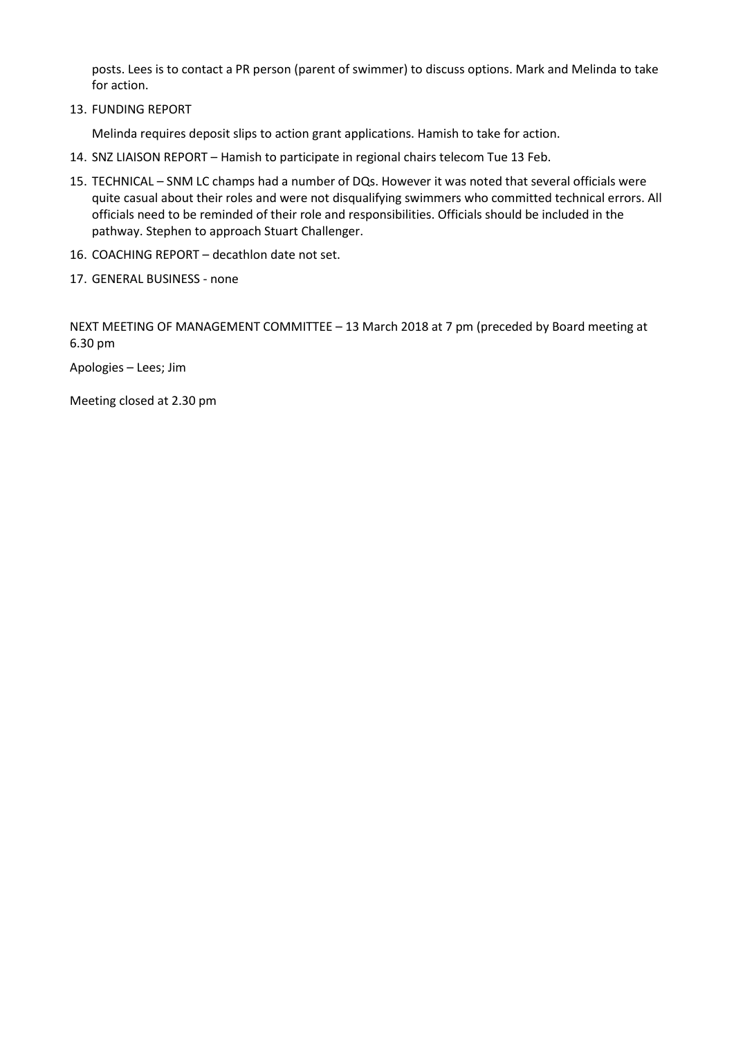posts. Lees is to contact a PR person (parent of swimmer) to discuss options. Mark and Melinda to take for action.

13. FUNDING REPORT

    Melinda requires deposit slips to action grant applications. Hamish to take for action.

14. SNZ LIAISON REPORT – Hamish to participate in regional chairs telecom Tue 13 Feb.
15. TECHNICAL – SNM LC champs had a number of DQs. However it was noted that several officials were quite casual about their roles and were not disqualifying swimmers who committed technical errors. All officials need to be reminded of their role and responsibilities. Officials should be included in the pathway. Stephen to approach Stuart Challenger.
16. COACHING REPORT – decathlon date not set.
17. GENERAL BUSINESS - none

NEXT MEETING OF MANAGEMENT COMMITTEE – 13 March 2018 at 7 pm (preceded by Board meeting at 6.30 pm

Apologies – Lees; Jim

Meeting closed at 2.30 pm